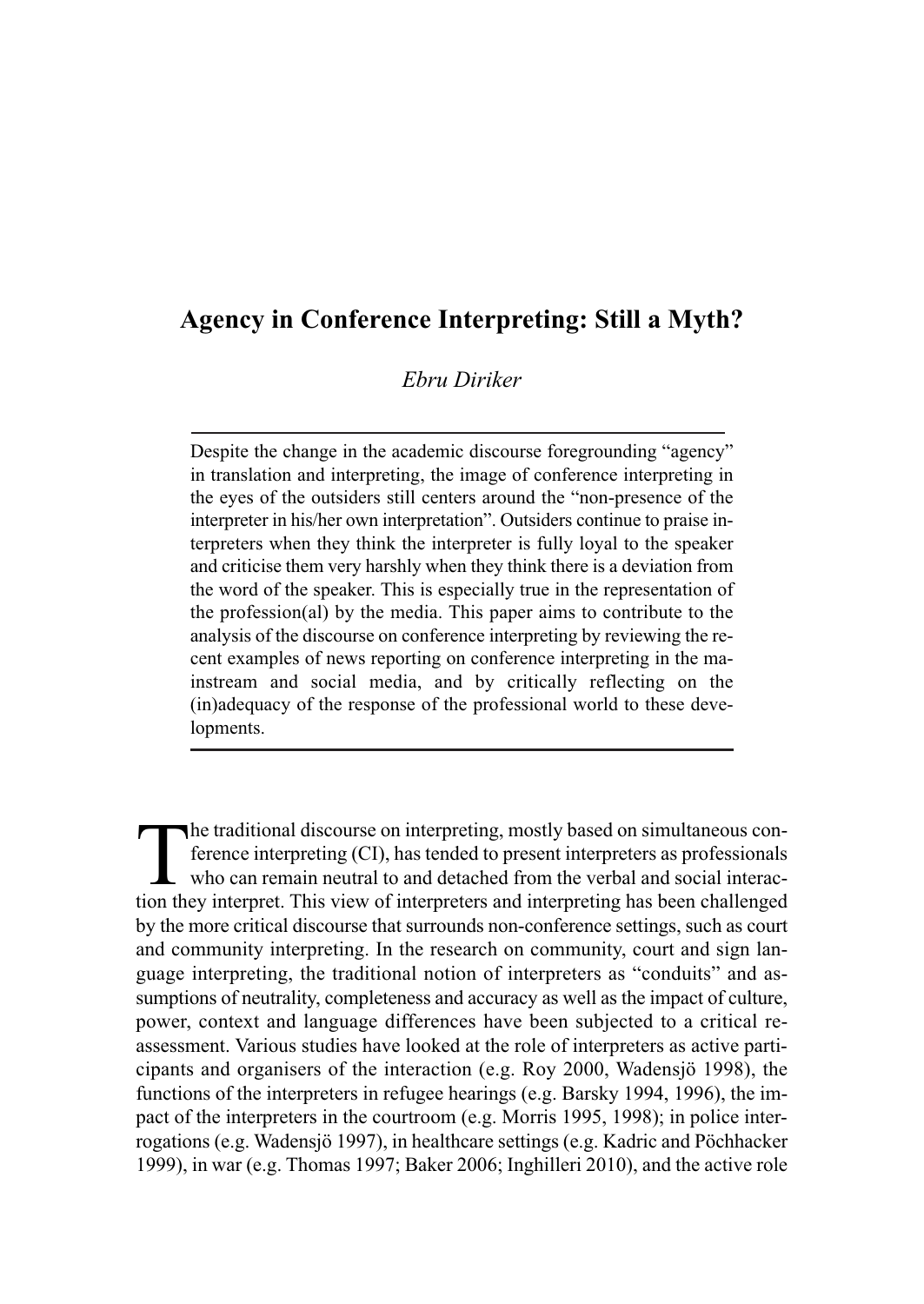# Agency in Conference Interpreting: Still a Myth?

*Ebru Diriker*

---

Despite the change in the academic discourse foregrounding "agency" in translation and interpreting, the image of conference interpreting in the eyes of the outsiders still centers around the "non-presence of the interpreter in his/her own interpretation". Outsiders continue to praise interpreters when they think the interpreter is fully loyal to the speaker and criticise them very harshly when they think there is a deviation from the word of the speaker. This is especially true in the representation of the profession(al) by the media. This paper aims to contribute to the analysis of the discourse on conference interpreting by reviewing the recent examples of news reporting on conference interpreting in the mainstream and social media, and by critically reflecting on the (in)adequacy of the response of the professional world to these developments.

---

The traditional discourse on interpreting, mostly based on simultaneous conference interpreting (CI), has tended to present interpreters as professionals who can remain neutral to and detached from the verbal and social interaction they interpret. This view of interpreters and interpreting has been challenged by the more critical discourse that surrounds non-conference settings, such as court and community interpreting. In the research on community, court and sign language interpreting, the traditional notion of interpreters as "conduits" and assumptions of neutrality, completeness and accuracy as well as the impact of culture, power, context and language differences have been subjected to a critical reassessment. Various studies have looked at the role of interpreters as active participants and organisers of the interaction (e.g. Roy 2000, Wadensjö 1998), the functions of the interpreters in refugee hearings (e.g. Barsky 1994, 1996), the impact of the interpreters in the courtroom (e.g. Morris 1995, 1998); in police interrogations (e.g. Wadensjö 1997), in healthcare settings (e.g. Kadric and Pöchhacker 1999), in war (e.g. Thomas 1997; Baker 2006; Inghilleri 2010), and the active role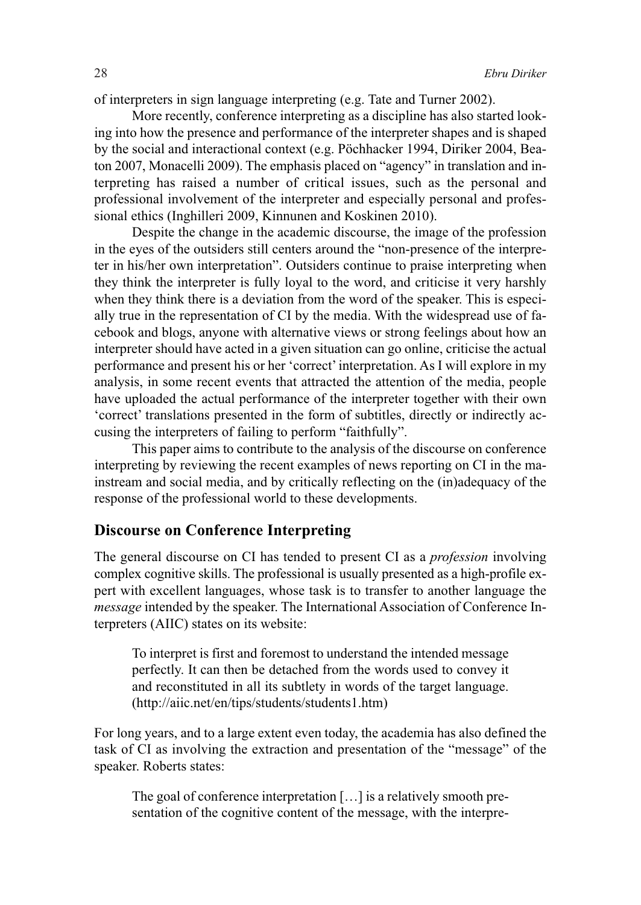of interpreters in sign language interpreting (e.g. Tate and Turner 2002).

More recently, conference interpreting as a discipline has also started looking into how the presence and performance of the interpreter shapes and is shaped by the social and interactional context (e.g. Pöchhacker 1994, Diriker 2004, Beaton 2007, Monacelli 2009). The emphasis placed on "agency" in translation and interpreting has raised a number of critical issues, such as the personal and professional involvement of the interpreter and especially personal and professional ethics (Inghilleri 2009, Kinnunen and Koskinen 2010).

Despite the change in the academic discourse, the image of the profession in the eyes of the outsiders still centers around the "non-presence of the interpreter in his/her own interpretation". Outsiders continue to praise interpreting when they think the interpreter is fully loyal to the word, and criticise it very harshly when they think there is a deviation from the word of the speaker. This is especially true in the representation of CI by the media. With the widespread use of facebook and blogs, anyone with alternative views or strong feelings about how an interpreter should have acted in a given situation can go online, criticise the actual performance and present his or her 'correct' interpretation. As I will explore in my analysis, in some recent events that attracted the attention of the media, people have uploaded the actual performance of the interpreter together with their own 'correct' translations presented in the form of subtitles, directly or indirectly accusing the interpreters of failing to perform "faithfully".

This paper aims to contribute to the analysis of the discourse on conference interpreting by reviewing the recent examples of news reporting on CI in the mainstream and social media, and by critically reflecting on the (in)adequacy of the response of the professional world to these developments.

## Discourse on Conference Interpreting

The general discourse on CI has tended to present CI as a *profession* involving complex cognitive skills. The professional is usually presented as a high-profile expert with excellent languages, whose task is to transfer to another language the *message* intended by the speaker. The International Association of Conference Interpreters (AIIC) states on its website:

> To interpret is first and foremost to understand the intended message perfectly. It can then be detached from the words used to convey it and reconstituted in all its subtlety in words of the target language. (http://aiic.net/en/tips/students/students1.htm)

For long years, and to a large extent even today, the academia has also defined the task of CI as involving the extraction and presentation of the "message" of the speaker. Roberts states:

> The goal of conference interpretation […] is a relatively smooth presentation of the cognitive content of the message, with the interpre-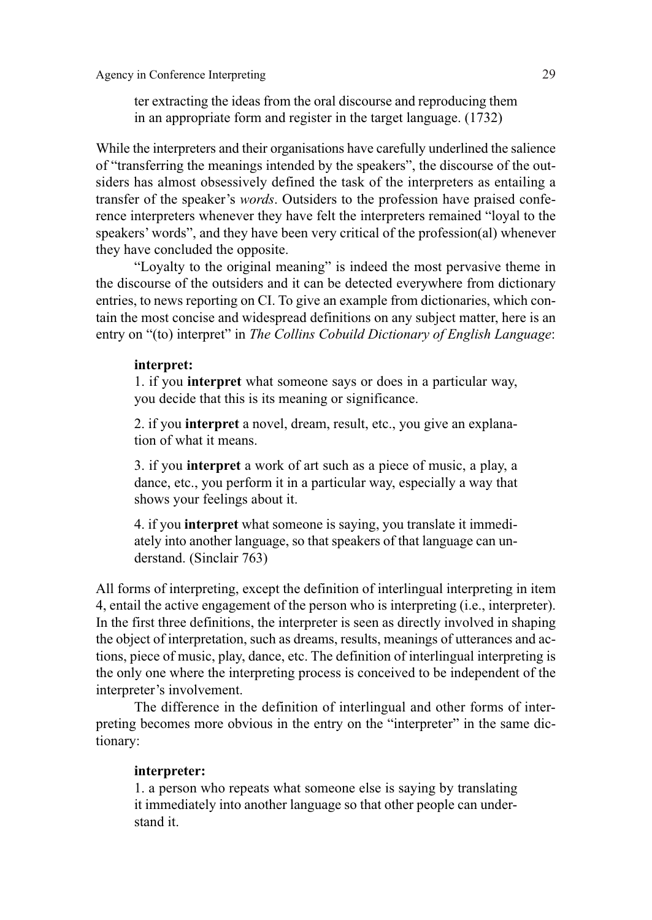> ter extracting the ideas from the oral discourse and reproducing them in an appropriate form and register in the target language. (1732)

While the interpreters and their organisations have carefully underlined the salience of "transferring the meanings intended by the speakers", the discourse of the outsiders has almost obsessively defined the task of the interpreters as entailing a transfer of the speaker's *words*. Outsiders to the profession have praised conference interpreters whenever they have felt the interpreters remained "loyal to the speakers' words", and they have been very critical of the profession(al) whenever they have concluded the opposite.

"Loyalty to the original meaning" is indeed the most pervasive theme in the discourse of the outsiders and it can be detected everywhere from dictionary entries, to news reporting on CI. To give an example from dictionaries, which contain the most concise and widespread definitions on any subject matter, here is an entry on "(to) interpret" in *The Collins Cobuild Dictionary of English Language*:

> **interpret:**
>
> 1. if you **interpret** what someone says or does in a particular way, you decide that this is its meaning or significance.
>
> 2. if you **interpret** a novel, dream, result, etc., you give an explanation of what it means.
>
> 3. if you **interpret** a work of art such as a piece of music, a play, a dance, etc., you perform it in a particular way, especially a way that shows your feelings about it.
>
> 4. if you **interpret** what someone is saying, you translate it immediately into another language, so that speakers of that language can understand. (Sinclair 763)

All forms of interpreting, except the definition of interlingual interpreting in item 4, entail the active engagement of the person who is interpreting (i.e., interpreter). In the first three definitions, the interpreter is seen as directly involved in shaping the object of interpretation, such as dreams, results, meanings of utterances and actions, piece of music, play, dance, etc. The definition of interlingual interpreting is the only one where the interpreting process is conceived to be independent of the interpreter's involvement.

The difference in the definition of interlingual and other forms of interpreting becomes more obvious in the entry on the "interpreter" in the same dictionary:

> **interpreter:**
>
> 1. a person who repeats what someone else is saying by translating it immediately into another language so that other people can understand it.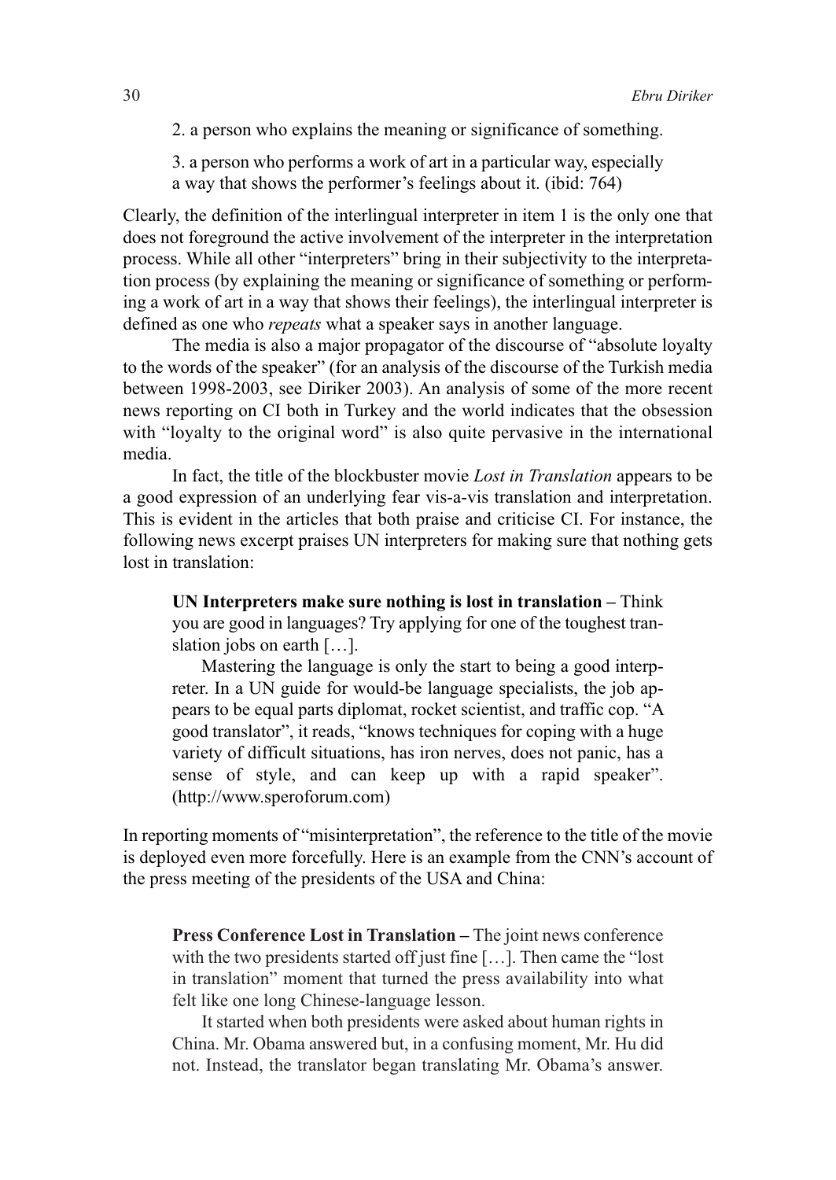> 2. a person who explains the meaning or significance of something.
>
> 3. a person who performs a work of art in a particular way, especially a way that shows the performer's feelings about it. (ibid: 764)

Clearly, the definition of the interlingual interpreter in item 1 is the only one that does not foreground the active involvement of the interpreter in the interpretation process. While all other "interpreters" bring in their subjectivity to the interpretation process (by explaining the meaning or significance of something or performing a work of art in a way that shows their feelings), the interlingual interpreter is defined as one who *repeats* what a speaker says in another language.

The media is also a major propagator of the discourse of "absolute loyalty to the words of the speaker" (for an analysis of the discourse of the Turkish media between 1998-2003, see Diriker 2003). An analysis of some of the more recent news reporting on CI both in Turkey and the world indicates that the obsession with "loyalty to the original word" is also quite pervasive in the international media.

In fact, the title of the blockbuster movie *Lost in Translation* appears to be a good expression of an underlying fear vis-a-vis translation and interpretation. This is evident in the articles that both praise and criticise CI. For instance, the following news excerpt praises UN interpreters for making sure that nothing gets lost in translation:

> **UN Interpreters make sure nothing is lost in translation** – Think you are good in languages? Try applying for one of the toughest translation jobs on earth […].
>
> Mastering the language is only the start to being a good interpreter. In a UN guide for would-be language specialists, the job appears to be equal parts diplomat, rocket scientist, and traffic cop. "A good translator", it reads, "knows techniques for coping with a huge variety of difficult situations, has iron nerves, does not panic, has a sense of style, and can keep up with a rapid speaker". (http://www.speroforum.com)

In reporting moments of "misinterpretation", the reference to the title of the movie is deployed even more forcefully. Here is an example from the CNN's account of the press meeting of the presidents of the USA and China:

> **Press Conference Lost in Translation** – The joint news conference with the two presidents started off just fine […]. Then came the "lost in translation" moment that turned the press availability into what felt like one long Chinese-language lesson.
>
> It started when both presidents were asked about human rights in China. Mr. Obama answered but, in a confusing moment, Mr. Hu did not. Instead, the translator began translating Mr. Obama's answer.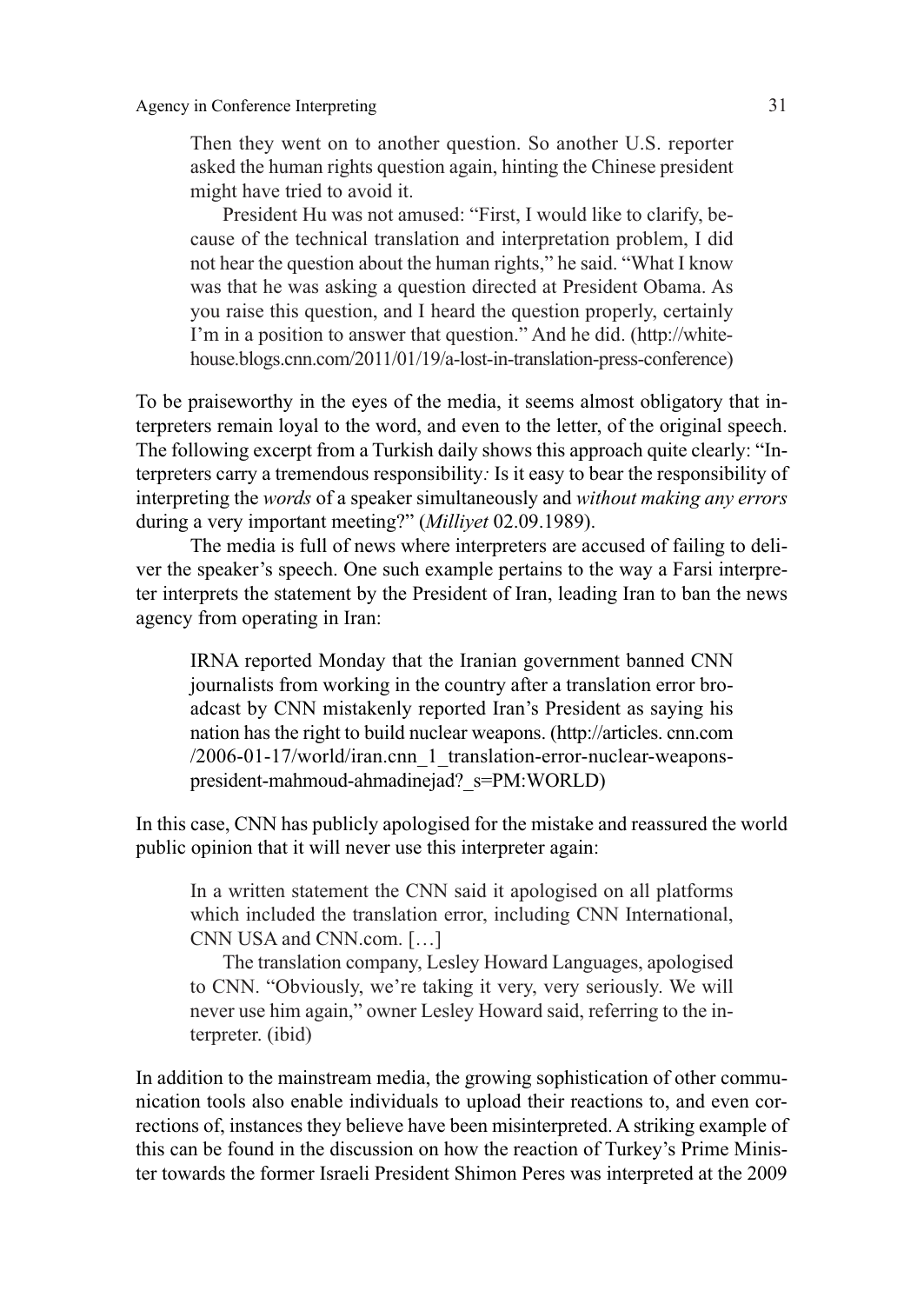> Then they went on to another question. So another U.S. reporter asked the human rights question again, hinting the Chinese president might have tried to avoid it.
>
> President Hu was not amused: "First, I would like to clarify, because of the technical translation and interpretation problem, I did not hear the question about the human rights," he said. "What I know was that he was asking a question directed at President Obama. As you raise this question, and I heard the question properly, certainly I'm in a position to answer that question." And he did. (http://whitehouse.blogs.cnn.com/2011/01/19/a-lost-in-translation-press-conference)

To be praiseworthy in the eyes of the media, it seems almost obligatory that interpreters remain loyal to the word, and even to the letter, of the original speech. The following excerpt from a Turkish daily shows this approach quite clearly: "Interpreters carry a tremendous responsibility*:* Is it easy to bear the responsibility of interpreting the *words* of a speaker simultaneously and *without making any errors* during a very important meeting?" (*Milliyet* 02.09.1989).

The media is full of news where interpreters are accused of failing to deliver the speaker's speech. One such example pertains to the way a Farsi interpreter interprets the statement by the President of Iran, leading Iran to ban the news agency from operating in Iran:

> IRNA reported Monday that the Iranian government banned CNN journalists from working in the country after a translation error broadcast by CNN mistakenly reported Iran's President as saying his nation has the right to build nuclear weapons. (http://articles. cnn.com /2006-01-17/world/iran.cnn_1_translation-error-nuclear-weapons-president-mahmoud-ahmadinejad?_s=PM:WORLD)

In this case, CNN has publicly apologised for the mistake and reassured the world public opinion that it will never use this interpreter again:

> In a written statement the CNN said it apologised on all platforms which included the translation error, including CNN International, CNN USA and CNN.com. […]
>
> The translation company, Lesley Howard Languages, apologised to CNN. "Obviously, we're taking it very, very seriously. We will never use him again," owner Lesley Howard said, referring to the interpreter. (ibid)

In addition to the mainstream media, the growing sophistication of other communication tools also enable individuals to upload their reactions to, and even corrections of, instances they believe have been misinterpreted. A striking example of this can be found in the discussion on how the reaction of Turkey's Prime Minister towards the former Israeli President Shimon Peres was interpreted at the 2009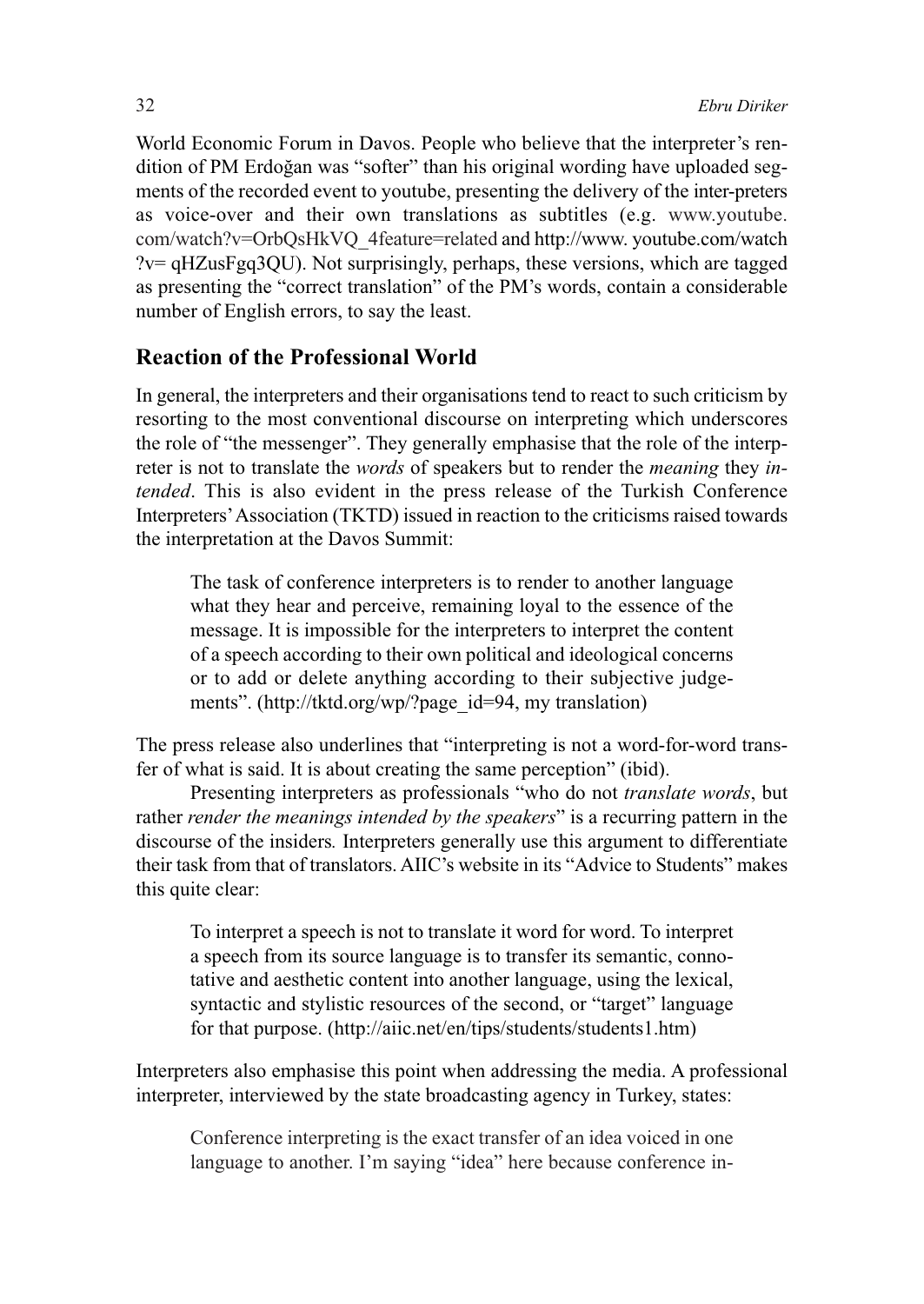World Economic Forum in Davos. People who believe that the interpreter's rendition of PM Erdoğan was "softer" than his original wording have uploaded segments of the recorded event to youtube, presenting the delivery of the inter-preters as voice-over and their own translations as subtitles (e.g. www.youtube.com/watch?v=OrbQsHkVQ_4feature=related and http://www. youtube.com/watch?v= qHZusFgq3QU). Not surprisingly, perhaps, these versions, which are tagged as presenting the "correct translation" of the PM's words, contain a considerable number of English errors, to say the least.

## Reaction of the Professional World

In general, the interpreters and their organisations tend to react to such criticism by resorting to the most conventional discourse on interpreting which underscores the role of "the messenger". They generally emphasise that the role of the interpreter is not to translate the *words* of speakers but to render the *meaning* they *intended*. This is also evident in the press release of the Turkish Conference Interpreters' Association (TKTD) issued in reaction to the criticisms raised towards the interpretation at the Davos Summit:

> The task of conference interpreters is to render to another language what they hear and perceive, remaining loyal to the essence of the message. It is impossible for the interpreters to interpret the content of a speech according to their own political and ideological concerns or to add or delete anything according to their subjective judgements". (http://tktd.org/wp/?page_id=94, my translation)

The press release also underlines that "interpreting is not a word-for-word transfer of what is said. It is about creating the same perception" (ibid).

Presenting interpreters as professionals "who do not *translate words*, but rather *render the meanings intended by the speakers*" is a recurring pattern in the discourse of the insiders. Interpreters generally use this argument to differentiate their task from that of translators. AIIC's website in its "Advice to Students" makes this quite clear:

> To interpret a speech is not to translate it word for word. To interpret a speech from its source language is to transfer its semantic, connotative and aesthetic content into another language, using the lexical, syntactic and stylistic resources of the second, or "target" language for that purpose. (http://aiic.net/en/tips/students/students1.htm)

Interpreters also emphasise this point when addressing the media. A professional interpreter, interviewed by the state broadcasting agency in Turkey, states:

> Conference interpreting is the exact transfer of an idea voiced in one language to another. I'm saying "idea" here because conference in-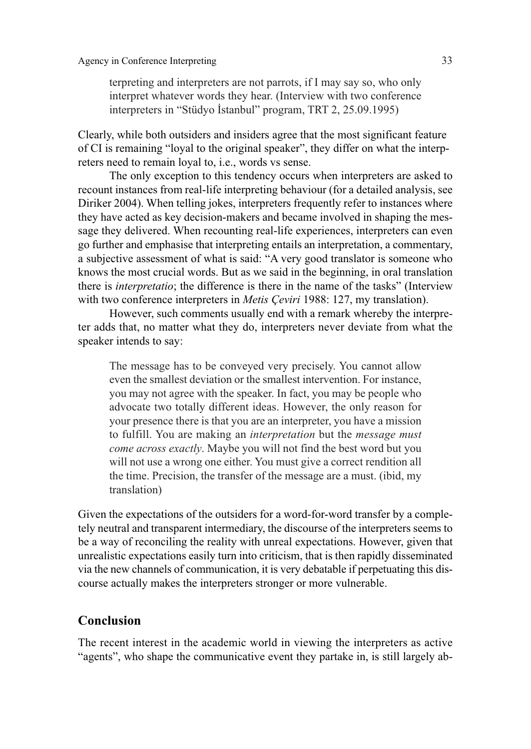> terpreting and interpreters are not parrots, if I may say so, who only interpret whatever words they hear. (Interview with two conference interpreters in "Stüdyo İstanbul" program, TRT 2, 25.09.1995)

Clearly, while both outsiders and insiders agree that the most significant feature of CI is remaining "loyal to the original speaker", they differ on what the interpreters need to remain loyal to, i.e., words vs sense.

The only exception to this tendency occurs when interpreters are asked to recount instances from real-life interpreting behaviour (for a detailed analysis, see Diriker 2004). When telling jokes, interpreters frequently refer to instances where they have acted as key decision-makers and became involved in shaping the message they delivered. When recounting real-life experiences, interpreters can even go further and emphasise that interpreting entails an interpretation, a commentary, a subjective assessment of what is said: "A very good translator is someone who knows the most crucial words. But as we said in the beginning, in oral translation there is *interpretatio*; the difference is there in the name of the tasks" (Interview with two conference interpreters in *Metis Çeviri* 1988: 127, my translation).

However, such comments usually end with a remark whereby the interpreter adds that, no matter what they do, interpreters never deviate from what the speaker intends to say:

> The message has to be conveyed very precisely. You cannot allow even the smallest deviation or the smallest intervention. For instance, you may not agree with the speaker. In fact, you may be people who advocate two totally different ideas. However, the only reason for your presence there is that you are an interpreter, you have a mission to fulfill. You are making an *interpretation* but the *message must come across exactly*. Maybe you will not find the best word but you will not use a wrong one either. You must give a correct rendition all the time. Precision, the transfer of the message are a must. (ibid, my translation)

Given the expectations of the outsiders for a word-for-word transfer by a completely neutral and transparent intermediary, the discourse of the interpreters seems to be a way of reconciling the reality with unreal expectations. However, given that unrealistic expectations easily turn into criticism, that is then rapidly disseminated via the new channels of communication, it is very debatable if perpetuating this discourse actually makes the interpreters stronger or more vulnerable.

## Conclusion

The recent interest in the academic world in viewing the interpreters as active "agents", who shape the communicative event they partake in, is still largely ab-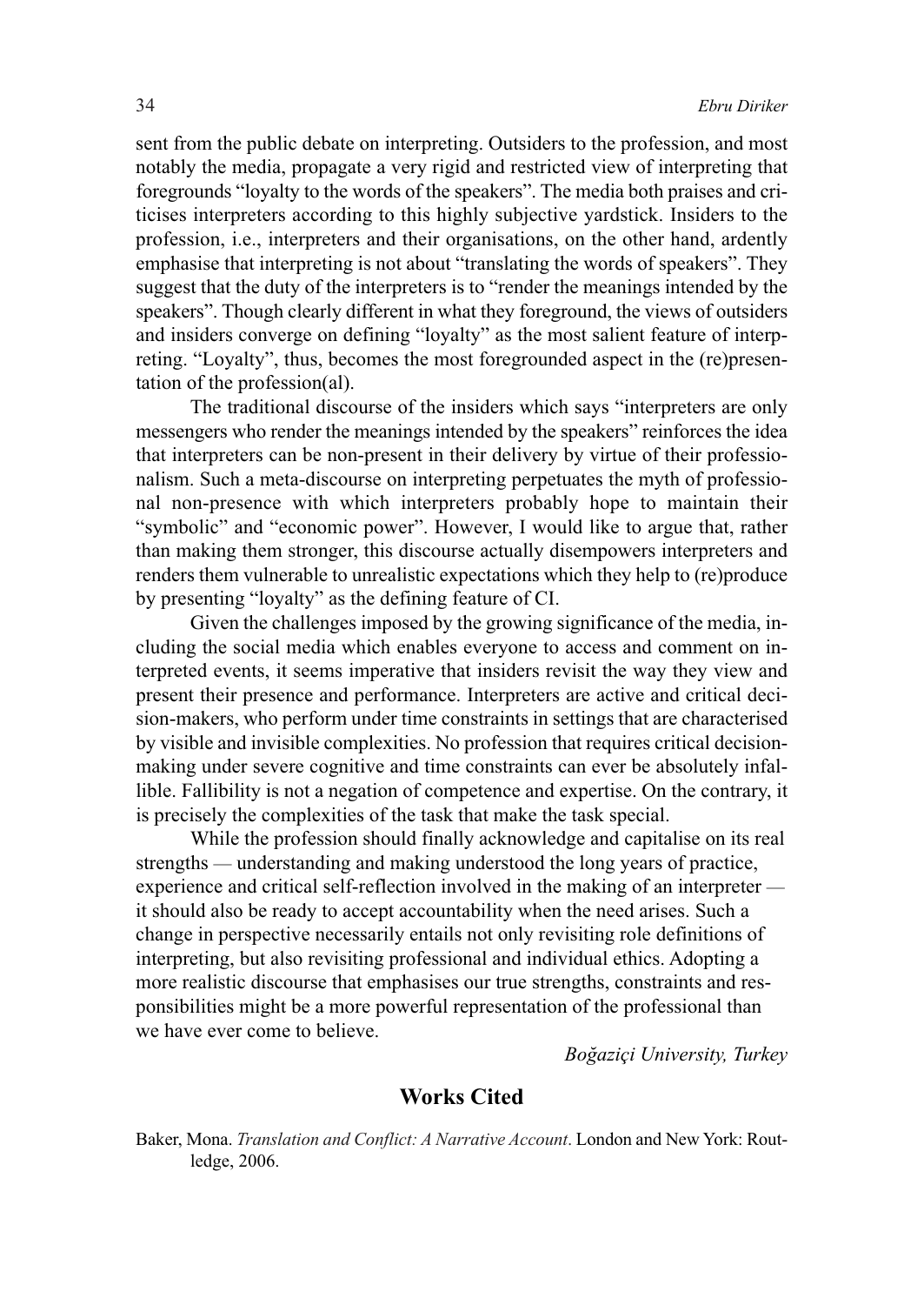sent from the public debate on interpreting. Outsiders to the profession, and most notably the media, propagate a very rigid and restricted view of interpreting that foregrounds "loyalty to the words of the speakers". The media both praises and criticises interpreters according to this highly subjective yardstick. Insiders to the profession, i.e., interpreters and their organisations, on the other hand, ardently emphasise that interpreting is not about "translating the words of speakers". They suggest that the duty of the interpreters is to "render the meanings intended by the speakers". Though clearly different in what they foreground, the views of outsiders and insiders converge on defining "loyalty" as the most salient feature of interpreting. "Loyalty", thus, becomes the most foregrounded aspect in the (re)presentation of the profession(al).

The traditional discourse of the insiders which says "interpreters are only messengers who render the meanings intended by the speakers" reinforces the idea that interpreters can be non-present in their delivery by virtue of their professionalism. Such a meta-discourse on interpreting perpetuates the myth of professional non-presence with which interpreters probably hope to maintain their "symbolic" and "economic power". However, I would like to argue that, rather than making them stronger, this discourse actually disempowers interpreters and renders them vulnerable to unrealistic expectations which they help to (re)produce by presenting "loyalty" as the defining feature of CI.

Given the challenges imposed by the growing significance of the media, including the social media which enables everyone to access and comment on interpreted events, it seems imperative that insiders revisit the way they view and present their presence and performance. Interpreters are active and critical decision-makers, who perform under time constraints in settings that are characterised by visible and invisible complexities. No profession that requires critical decision-making under severe cognitive and time constraints can ever be absolutely infallible. Fallibility is not a negation of competence and expertise. On the contrary, it is precisely the complexities of the task that make the task special.

While the profession should finally acknowledge and capitalise on its real strengths — understanding and making understood the long years of practice, experience and critical self-reflection involved in the making of an interpreter — it should also be ready to accept accountability when the need arises. Such a change in perspective necessarily entails not only revisiting role definitions of interpreting, but also revisiting professional and individual ethics. Adopting a more realistic discourse that emphasises our true strengths, constraints and responsibilities might be a more powerful representation of the professional than we have ever come to believe.

*Boğaziçi University, Turkey*

## Works Cited

Baker, Mona. *Translation and Conflict: A Narrative Account*. London and New York: Routledge, 2006.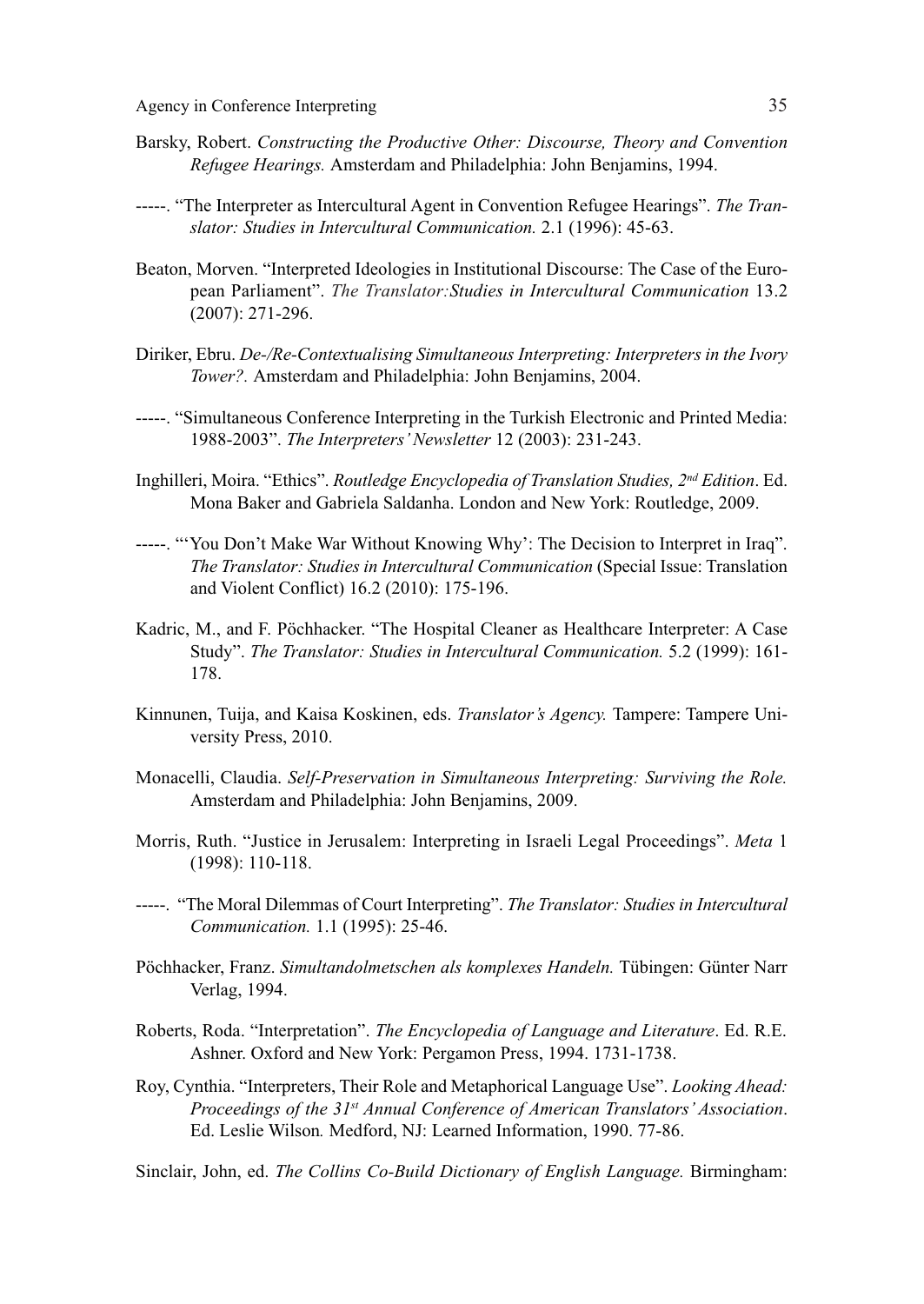Barsky, Robert. *Constructing the Productive Other: Discourse, Theory and Convention Refugee Hearings.* Amsterdam and Philadelphia: John Benjamins, 1994.

-----. "The Interpreter as Intercultural Agent in Convention Refugee Hearings". *The Translator: Studies in Intercultural Communication.* 2.1 (1996): 45-63.

Beaton, Morven. "Interpreted Ideologies in Institutional Discourse: The Case of the European Parliament". *The Translator:Studies in Intercultural Communication* 13.2 (2007): 271-296.

Diriker, Ebru. *De-/Re-Contextualising Simultaneous Interpreting: Interpreters in the Ivory Tower?.* Amsterdam and Philadelphia: John Benjamins, 2004.

-----. "Simultaneous Conference Interpreting in the Turkish Electronic and Printed Media: 1988-2003". *The Interpreters' Newsletter* 12 (2003): 231-243.

Inghilleri, Moira. "Ethics". *Routledge Encyclopedia of Translation Studies, 2nd Edition*. Ed. Mona Baker and Gabriela Saldanha. London and New York: Routledge, 2009.

-----. "'You Don't Make War Without Knowing Why': The Decision to Interpret in Iraq". *The Translator: Studies in Intercultural Communication* (Special Issue: Translation and Violent Conflict) 16.2 (2010): 175-196.

Kadric, M., and F. Pöchhacker. "The Hospital Cleaner as Healthcare Interpreter: A Case Study". *The Translator: Studies in Intercultural Communication.* 5.2 (1999): 161-178.

Kinnunen, Tuija, and Kaisa Koskinen, eds. *Translator's Agency.* Tampere: Tampere University Press, 2010.

Monacelli, Claudia. *Self-Preservation in Simultaneous Interpreting: Surviving the Role.* Amsterdam and Philadelphia: John Benjamins, 2009.

Morris, Ruth. "Justice in Jerusalem: Interpreting in Israeli Legal Proceedings". *Meta* 1 (1998): 110-118.

-----. "The Moral Dilemmas of Court Interpreting". *The Translator: Studies in Intercultural Communication.* 1.1 (1995): 25-46.

Pöchhacker, Franz. *Simultandolmetschen als komplexes Handeln.* Tübingen: Günter Narr Verlag, 1994.

Roberts, Roda. "Interpretation". *The Encyclopedia of Language and Literature*. Ed. R.E. Ashner. Oxford and New York: Pergamon Press, 1994. 1731-1738.

Roy, Cynthia. "Interpreters, Their Role and Metaphorical Language Use". *Looking Ahead: Proceedings of the 31st Annual Conference of American Translators' Association*. Ed. Leslie Wilson*.* Medford, NJ: Learned Information, 1990. 77-86.

Sinclair, John, ed. *The Collins Co-Build Dictionary of English Language.* Birmingham: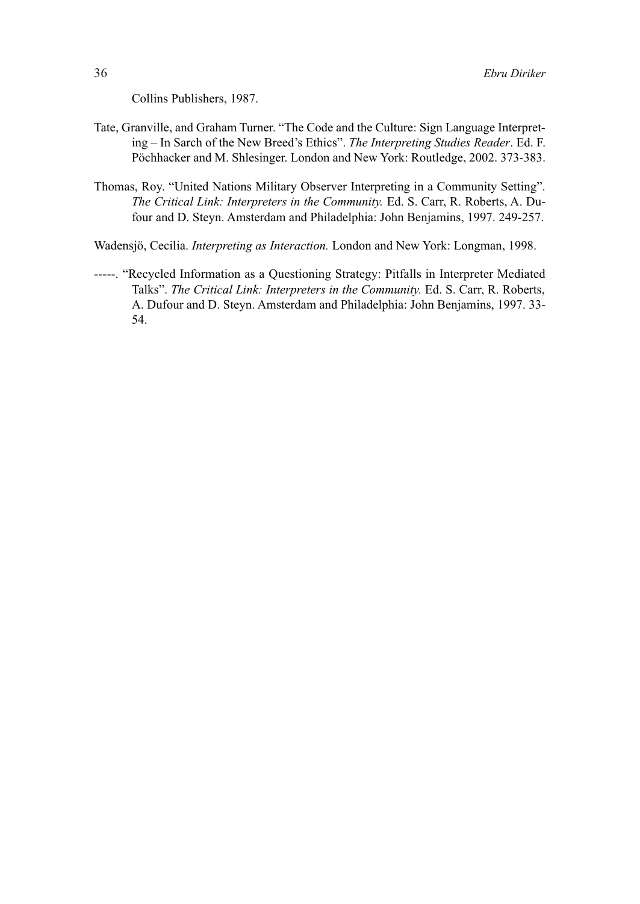Collins Publishers, 1987.

Tate, Granville, and Graham Turner. “The Code and the Culture: Sign Language Interpreting – In Sarch of the New Breed’s Ethics”. *The Interpreting Studies Reader*. Ed. F. Pöchhacker and M. Shlesinger. London and New York: Routledge, 2002. 373-383.

Thomas, Roy. “United Nations Military Observer Interpreting in a Community Setting”. *The Critical Link: Interpreters in the Community.* Ed. S. Carr, R. Roberts, A. Dufour and D. Steyn. Amsterdam and Philadelphia: John Benjamins, 1997. 249-257.

Wadensjö, Cecilia. *Interpreting as Interaction.* London and New York: Longman, 1998.

-----. “Recycled Information as a Questioning Strategy: Pitfalls in Interpreter Mediated Talks”. *The Critical Link: Interpreters in the Community.* Ed. S. Carr, R. Roberts, A. Dufour and D. Steyn. Amsterdam and Philadelphia: John Benjamins, 1997. 33-54.